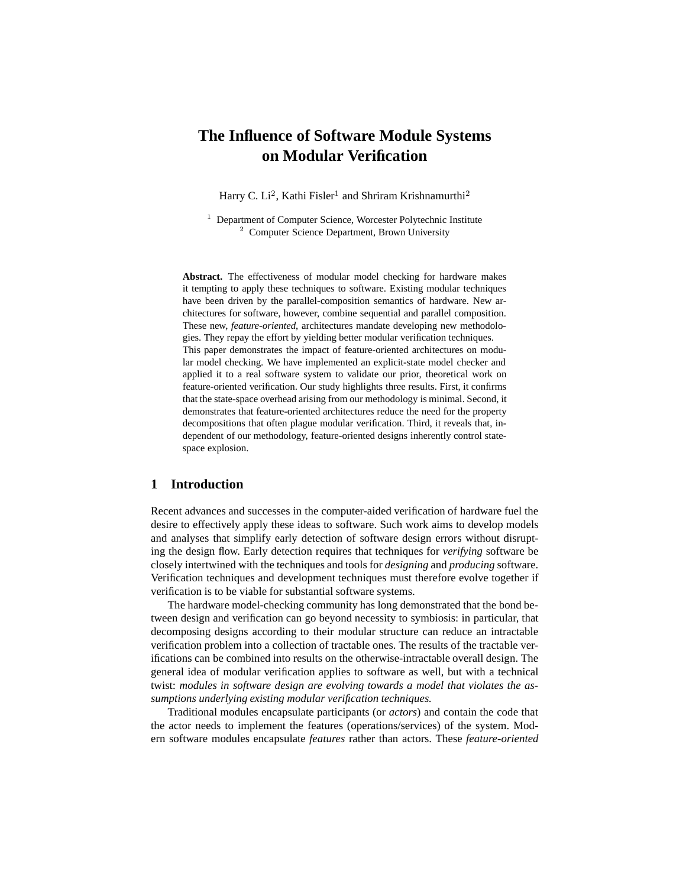# The Influence of Software Module Systems on Modular Verification

Harry C. Li[2], Kathi Fisler[1] and Shriram Krishnamurthi[2]

[1] Department of Computer Science, Worcester Polytechnic Institute
[2] Computer Science Department, Brown University

**Abstract.** The effectiveness of modular model checking for hardware makes it tempting to apply these techniques to software. Existing modular techniques have been driven by the parallel-composition semantics of hardware. New architectures for software, however, combine sequential and parallel composition. These new, *feature-oriented*, architectures mandate developing new methodologies. They repay the effort by yielding better modular verification techniques.
This paper demonstrates the impact of feature-oriented architectures on modular model checking. We have implemented an explicit-state model checker and applied it to a real software system to validate our prior, theoretical work on feature-oriented verification. Our study highlights three results. First, it confirms that the state-space overhead arising from our methodology is minimal. Second, it demonstrates that feature-oriented architectures reduce the need for the property decompositions that often plague modular verification. Third, it reveals that, independent of our methodology, feature-oriented designs inherently control state-space explosion.

## 1 Introduction

Recent advances and successes in the computer-aided verification of hardware fuel the desire to effectively apply these ideas to software. Such work aims to develop models and analyses that simplify early detection of software design errors without disrupting the design flow. Early detection requires that techniques for *verifying* software be closely intertwined with the techniques and tools for *designing* and *producing* software. Verification techniques and development techniques must therefore evolve together if verification is to be viable for substantial software systems.

The hardware model-checking community has long demonstrated that the bond between design and verification can go beyond necessity to symbiosis: in particular, that decomposing designs according to their modular structure can reduce an intractable verification problem into a collection of tractable ones. The results of the tractable verifications can be combined into results on the otherwise-intractable overall design. The general idea of modular verification applies to software as well, but with a technical twist: *modules in software design are evolving towards a model that violates the assumptions underlying existing modular verification techniques.*

Traditional modules encapsulate participants (or *actors*) and contain the code that the actor needs to implement the features (operations/services) of the system. Modern software modules encapsulate *features* rather than actors. These *feature-oriented*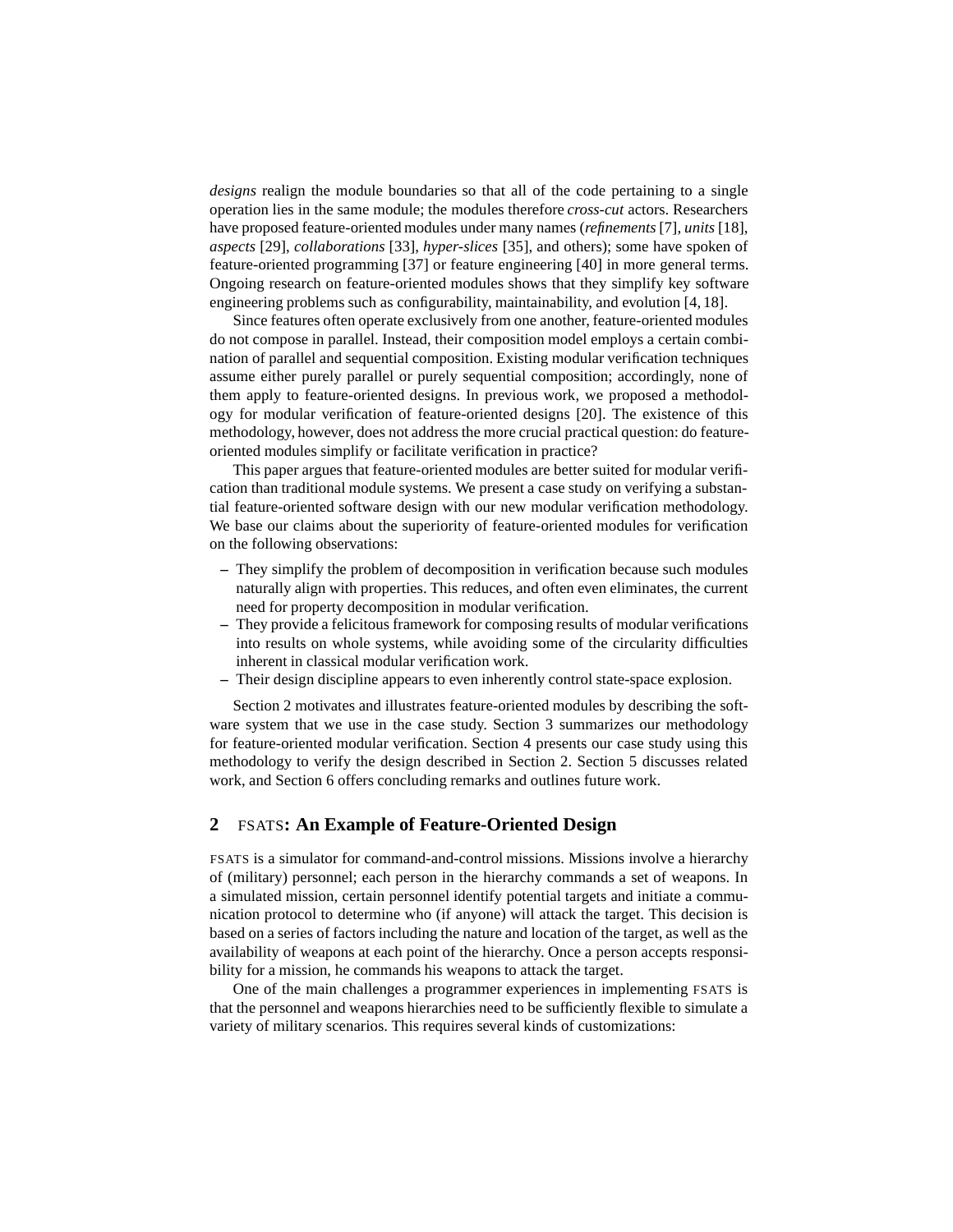*designs* realign the module boundaries so that all of the code pertaining to a single operation lies in the same module; the modules therefore *cross-cut* actors. Researchers have proposed feature-oriented modules under many names (*refinements* [7], *units* [18], *aspects* [29], *collaborations* [33], *hyper-slices* [35], and others); some have spoken of feature-oriented programming [37] or feature engineering [40] in more general terms. Ongoing research on feature-oriented modules shows that they simplify key software engineering problems such as configurability, maintainability, and evolution [4, 18].

Since features often operate exclusively from one another, feature-oriented modules do not compose in parallel. Instead, their composition model employs a certain combination of parallel and sequential composition. Existing modular verification techniques assume either purely parallel or purely sequential composition; accordingly, none of them apply to feature-oriented designs. In previous work, we proposed a methodology for modular verification of feature-oriented designs [20]. The existence of this methodology, however, does not address the more crucial practical question: do feature-oriented modules simplify or facilitate verification in practice?

This paper argues that feature-oriented modules are better suited for modular verification than traditional module systems. We present a case study on verifying a substantial feature-oriented software design with our new modular verification methodology. We base our claims about the superiority of feature-oriented modules for verification on the following observations:

- They simplify the problem of decomposition in verification because such modules naturally align with properties. This reduces, and often even eliminates, the current need for property decomposition in modular verification.
- They provide a felicitous framework for composing results of modular verifications into results on whole systems, while avoiding some of the circularity difficulties inherent in classical modular verification work.
- Their design discipline appears to even inherently control state-space explosion.

Section 2 motivates and illustrates feature-oriented modules by describing the software system that we use in the case study. Section 3 summarizes our methodology for feature-oriented modular verification. Section 4 presents our case study using this methodology to verify the design described in Section 2. Section 5 discusses related work, and Section 6 offers concluding remarks and outlines future work.

## 2 FSATS: An Example of Feature-Oriented Design

FSATS is a simulator for command-and-control missions. Missions involve a hierarchy of (military) personnel; each person in the hierarchy commands a set of weapons. In a simulated mission, certain personnel identify potential targets and initiate a communication protocol to determine who (if anyone) will attack the target. This decision is based on a series of factors including the nature and location of the target, as well as the availability of weapons at each point of the hierarchy. Once a person accepts responsibility for a mission, he commands his weapons to attack the target.

One of the main challenges a programmer experiences in implementing FSATS is that the personnel and weapons hierarchies need to be sufficiently flexible to simulate a variety of military scenarios. This requires several kinds of customizations: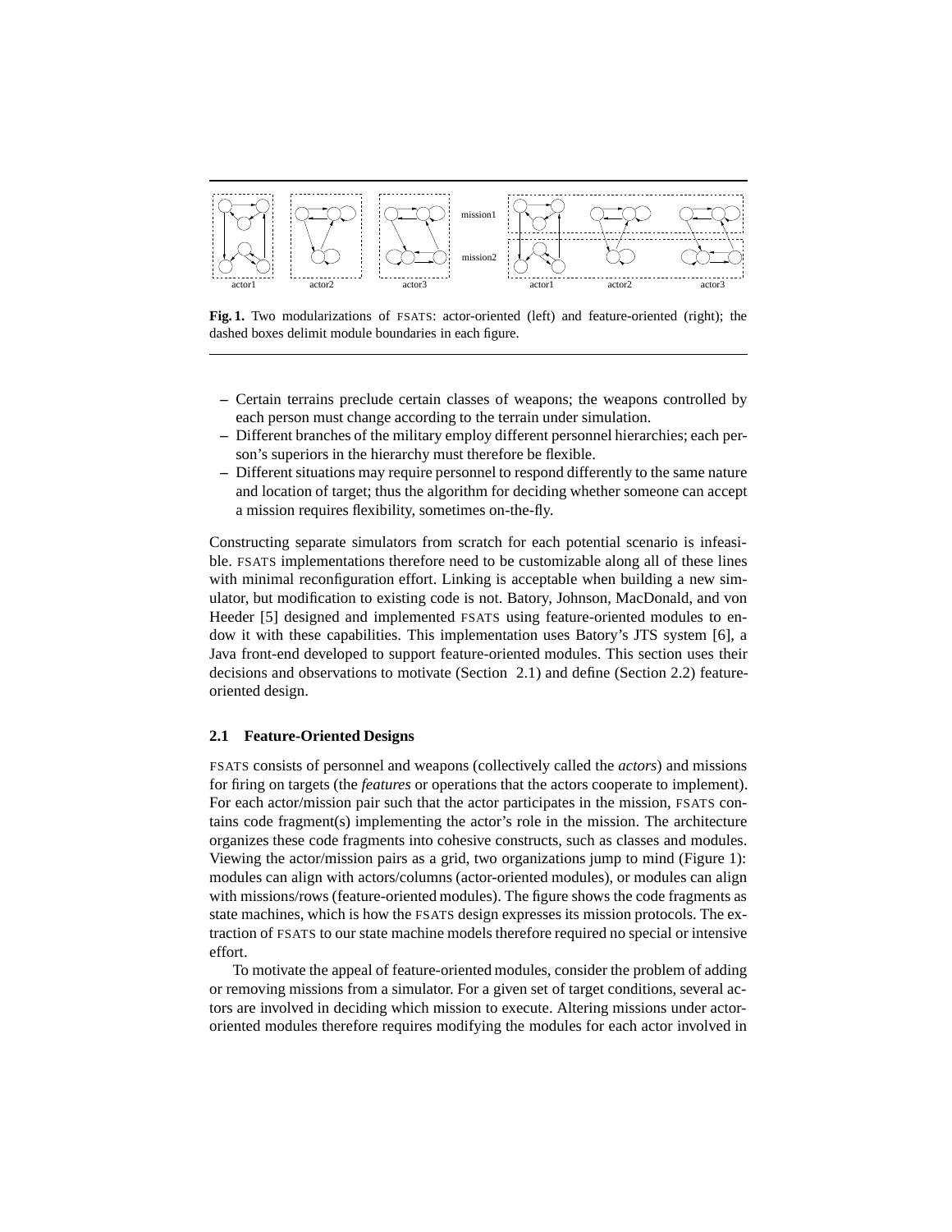actor1 actor2 actor3 mission1 mission2 actor1 actor2 actor3

**Fig. 1.** Two modularizations of FSATS: actor-oriented (left) and feature-oriented (right); the dashed boxes delimit module boundaries in each figure.

- Certain terrains preclude certain classes of weapons; the weapons controlled by each person must change according to the terrain under simulation.
- Different branches of the military employ different personnel hierarchies; each person's superiors in the hierarchy must therefore be flexible.
- Different situations may require personnel to respond differently to the same nature and location of target; thus the algorithm for deciding whether someone can accept a mission requires flexibility, sometimes on-the-fly.

Constructing separate simulators from scratch for each potential scenario is infeasible. FSATS implementations therefore need to be customizable along all of these lines with minimal reconfiguration effort. Linking is acceptable when building a new simulator, but modification to existing code is not. Batory, Johnson, MacDonald, and von Heeder [5] designed and implemented FSATS using feature-oriented modules to endow it with these capabilities. This implementation uses Batory's JTS system [6], a Java front-end developed to support feature-oriented modules. This section uses their decisions and observations to motivate (Section 2.1) and define (Section 2.2) feature-oriented design.

### 2.1 Feature-Oriented Designs

FSATS consists of personnel and weapons (collectively called the *actors*) and missions for firing on targets (the *features* or operations that the actors cooperate to implement). For each actor/mission pair such that the actor participates in the mission, FSATS contains code fragment(s) implementing the actor's role in the mission. The architecture organizes these code fragments into cohesive constructs, such as classes and modules. Viewing the actor/mission pairs as a grid, two organizations jump to mind (Figure 1): modules can align with actors/columns (actor-oriented modules), or modules can align with missions/rows (feature-oriented modules). The figure shows the code fragments as state machines, which is how the FSATS design expresses its mission protocols. The extraction of FSATS to our state machine models therefore required no special or intensive effort.

To motivate the appeal of feature-oriented modules, consider the problem of adding or removing missions from a simulator. For a given set of target conditions, several actors are involved in deciding which mission to execute. Altering missions under actor-oriented modules therefore requires modifying the modules for each actor involved in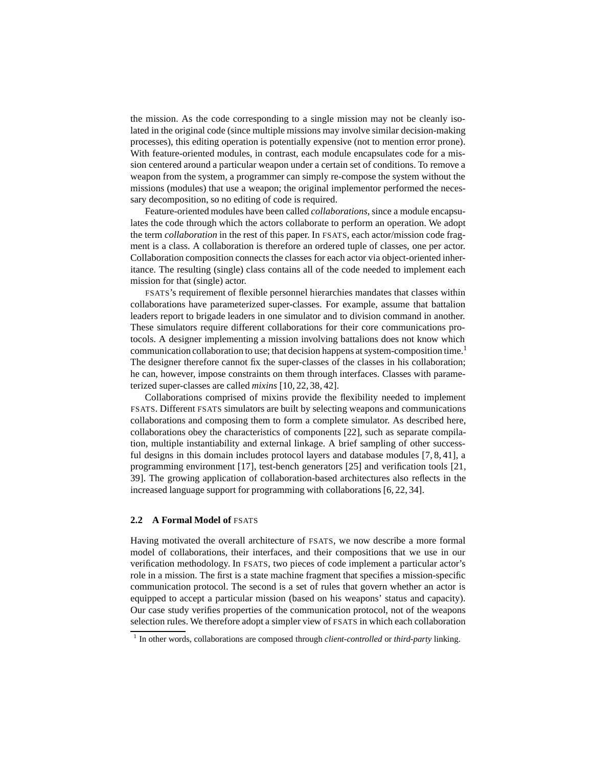the mission. As the code corresponding to a single mission may not be cleanly isolated in the original code (since multiple missions may involve similar decision-making processes), this editing operation is potentially expensive (not to mention error prone). With feature-oriented modules, in contrast, each module encapsulates code for a mission centered around a particular weapon under a certain set of conditions. To remove a weapon from the system, a programmer can simply re-compose the system without the missions (modules) that use a weapon; the original implementor performed the necessary decomposition, so no editing of code is required.

Feature-oriented modules have been called *collaborations*, since a module encapsulates the code through which the actors collaborate to perform an operation. We adopt the term *collaboration* in the rest of this paper. In FSATS, each actor/mission code fragment is a class. A collaboration is therefore an ordered tuple of classes, one per actor. Collaboration composition connects the classes for each actor via object-oriented inheritance. The resulting (single) class contains all of the code needed to implement each mission for that (single) actor.

FSATS's requirement of flexible personnel hierarchies mandates that classes within collaborations have parameterized super-classes. For example, assume that battalion leaders report to brigade leaders in one simulator and to division command in another. These simulators require different collaborations for their core communications protocols. A designer implementing a mission involving battalions does not know which communication collaboration to use; that decision happens at system-composition time.[1] The designer therefore cannot fix the super-classes of the classes in his collaboration; he can, however, impose constraints on them through interfaces. Classes with parameterized super-classes are called *mixins* [10, 22, 38, 42].

Collaborations comprised of mixins provide the flexibility needed to implement FSATS. Different FSATS simulators are built by selecting weapons and communications collaborations and composing them to form a complete simulator. As described here, collaborations obey the characteristics of components [22], such as separate compilation, multiple instantiability and external linkage. A brief sampling of other successful designs in this domain includes protocol layers and database modules [7, 8, 41], a programming environment [17], test-bench generators [25] and verification tools [21, 39]. The growing application of collaboration-based architectures also reflects in the increased language support for programming with collaborations [6, 22, 34].

### 2.2 A Formal Model of FSATS

Having motivated the overall architecture of FSATS, we now describe a more formal model of collaborations, their interfaces, and their compositions that we use in our verification methodology. In FSATS, two pieces of code implement a particular actor's role in a mission. The first is a state machine fragment that specifies a mission-specific communication protocol. The second is a set of rules that govern whether an actor is equipped to accept a particular mission (based on his weapons' status and capacity). Our case study verifies properties of the communication protocol, not of the weapons selection rules. We therefore adopt a simpler view of FSATS in which each collaboration

[1] In other words, collaborations are composed through *client-controlled* or *third-party* linking.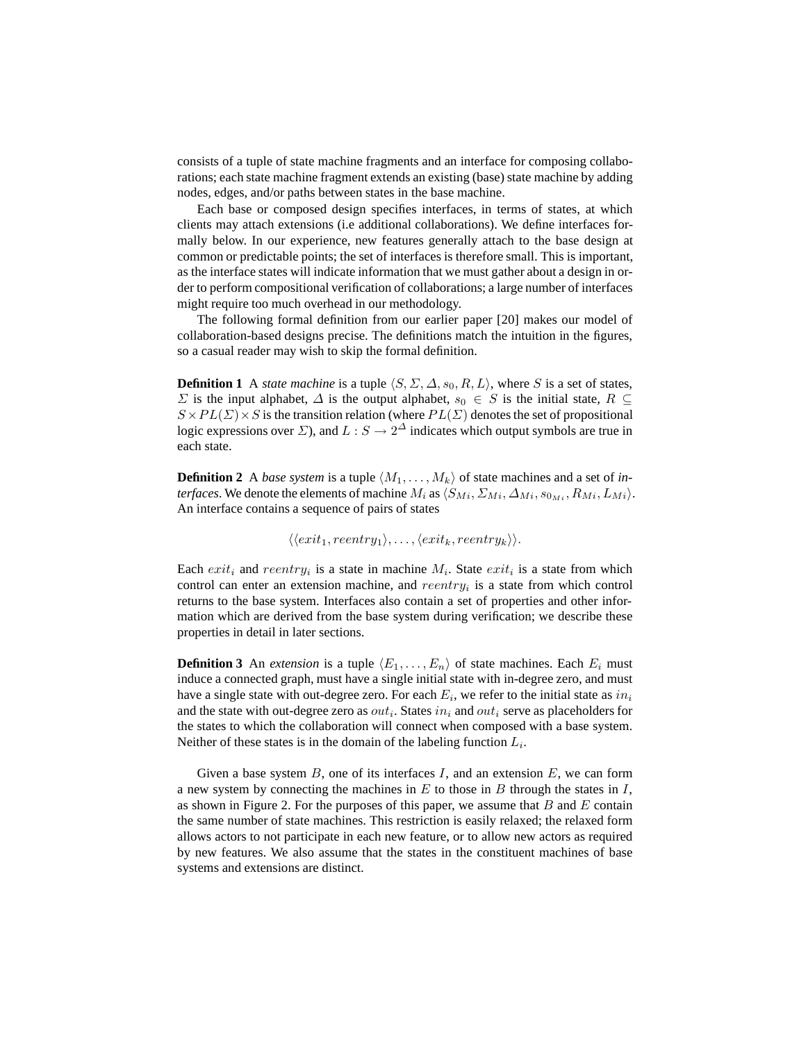consists of a tuple of state machine fragments and an interface for composing collaborations; each state machine fragment extends an existing (base) state machine by adding nodes, edges, and/or paths between states in the base machine.

Each base or composed design specifies interfaces, in terms of states, at which clients may attach extensions (i.e additional collaborations). We define interfaces formally below. In our experience, new features generally attach to the base design at common or predictable points; the set of interfaces is therefore small. This is important, as the interface states will indicate information that we must gather about a design in order to perform compositional verification of collaborations; a large number of interfaces might require too much overhead in our methodology.

The following formal definition from our earlier paper [20] makes our model of collaboration-based designs precise. The definitions match the intuition in the figures, so a casual reader may wish to skip the formal definition.

**Definition 1** A *state machine* is a tuple $\langle S, \Sigma, \Delta, s_0, R, L \rangle$, where $S$ is a set of states, $\Sigma$ is the input alphabet, $\Delta$ is the output alphabet, $s_0 \in S$ is the initial state, $R \subseteq S \times PL(\Sigma) \times S$ is the transition relation (where $PL(\Sigma)$ denotes the set of propositional logic expressions over $\Sigma$), and $L : S \rightarrow 2^{\Delta}$ indicates which output symbols are true in each state.

**Definition 2** A *base system* is a tuple $\langle M_1, \ldots, M_k \rangle$ of state machines and a set of *interfaces*. We denote the elements of machine $M_i$ as $\langle S_{Mi}, \Sigma_{Mi}, \Delta_{Mi}, s_{0_{Mi}}, R_{Mi}, L_{Mi} \rangle$. An interface contains a sequence of pairs of states

$$\langle \langle exit_1, reentry_1 \rangle, \ldots, \langle exit_k, reentry_k \rangle \rangle.$$

Each $exit_i$ and $reentry_i$ is a state in machine $M_i$. State $exit_i$ is a state from which control can enter an extension machine, and $reentry_i$ is a state from which control returns to the base system. Interfaces also contain a set of properties and other information which are derived from the base system during verification; we describe these properties in detail in later sections.

**Definition 3** An *extension* is a tuple $\langle E_1, \ldots, E_n \rangle$ of state machines. Each $E_i$ must induce a connected graph, must have a single initial state with in-degree zero, and must have a single state with out-degree zero. For each $E_i$, we refer to the initial state as $in_i$ and the state with out-degree zero as $out_i$. States $in_i$ and $out_i$ serve as placeholders for the states to which the collaboration will connect when composed with a base system. Neither of these states is in the domain of the labeling function $L_i$.

Given a base system $B$, one of its interfaces $I$, and an extension $E$, we can form a new system by connecting the machines in $E$ to those in $B$ through the states in $I$, as shown in Figure 2. For the purposes of this paper, we assume that $B$ and $E$ contain the same number of state machines. This restriction is easily relaxed; the relaxed form allows actors to not participate in each new feature, or to allow new actors as required by new features. We also assume that the states in the constituent machines of base systems and extensions are distinct.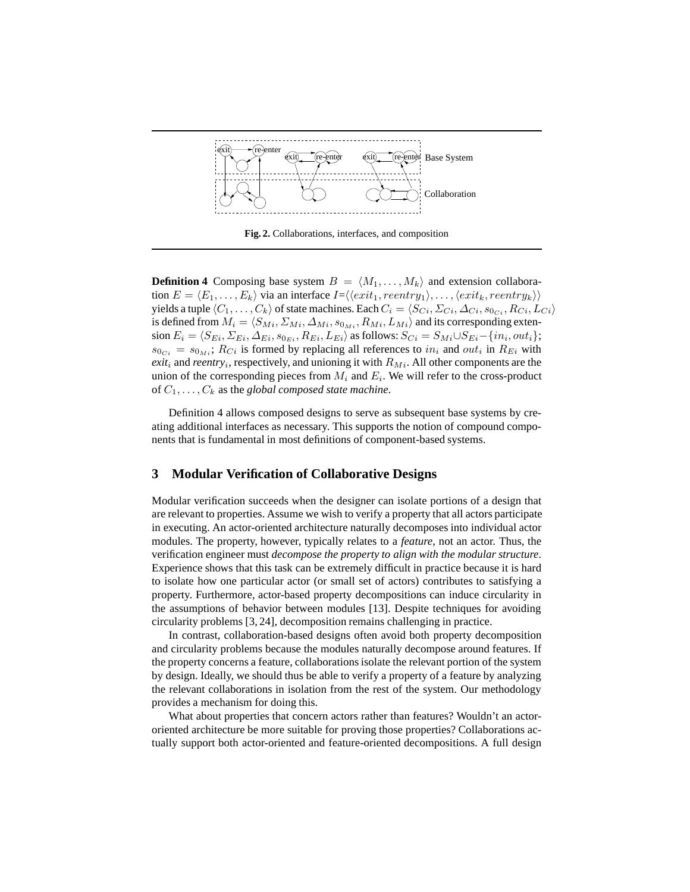**Fig. 2.** Collaborations, interfaces, and composition

**Definition 4** Composing base system $B = \langle M_1, \ldots, M_k \rangle$ and extension collaboration $E = \langle E_1, \ldots, E_k \rangle$ via an interface $I = \langle \langle exit_1, reentry_1 \rangle, \ldots, \langle exit_k, reentry_k \rangle \rangle$ yields a tuple $\langle C_1, \ldots, C_k \rangle$ of state machines. Each $C_i = \langle S_{Ci}, \Sigma_{Ci}, \Delta_{Ci}, s_{0_{Ci}}, R_{Ci}, L_{Ci} \rangle$ is defined from $M_i = \langle S_{Mi}, \Sigma_{Mi}, \Delta_{Mi}, s_{0_{Mi}}, R_{Mi}, L_{Mi} \rangle$ and its corresponding extension $E_i = \langle S_{Ei}, \Sigma_{Ei}, \Delta_{Ei}, s_{0_{Ei}}, R_{Ei}, L_{Ei} \rangle$ as follows: $S_{Ci} = S_{Mi} \cup S_{Ei} - \{in_i, out_i\}$; $s_{0_{Ci}} = s_{0_{Mi}}$; $R_{Ci}$ is formed by replacing all references to $in_i$ and $out_i$ in $R_{Ei}$ with *exit*$_i$ and *reentry*$_i$, respectively, and unioning it with $R_{Mi}$. All other components are the union of the corresponding pieces from $M_i$ and $E_i$. We will refer to the cross-product of $C_1, \ldots, C_k$ as the *global composed state machine*.

Definition 4 allows composed designs to serve as subsequent base systems by creating additional interfaces as necessary. This supports the notion of compound components that is fundamental in most definitions of component-based systems.

## 3 Modular Verification of Collaborative Designs

Modular verification succeeds when the designer can isolate portions of a design that are relevant to properties. Assume we wish to verify a property that all actors participate in executing. An actor-oriented architecture naturally decomposes into individual actor modules. The property, however, typically relates to a *feature*, not an actor. Thus, the verification engineer must *decompose the property to align with the modular structure*. Experience shows that this task can be extremely difficult in practice because it is hard to isolate how one particular actor (or small set of actors) contributes to satisfying a property. Furthermore, actor-based property decompositions can induce circularity in the assumptions of behavior between modules [13]. Despite techniques for avoiding circularity problems [3, 24], decomposition remains challenging in practice.

In contrast, collaboration-based designs often avoid both property decomposition and circularity problems because the modules naturally decompose around features. If the property concerns a feature, collaborations isolate the relevant portion of the system by design. Ideally, we should thus be able to verify a property of a feature by analyzing the relevant collaborations in isolation from the rest of the system. Our methodology provides a mechanism for doing this.

What about properties that concern actors rather than features? Wouldn't an actor-oriented architecture be more suitable for proving those properties? Collaborations actually support both actor-oriented and feature-oriented decompositions. A full design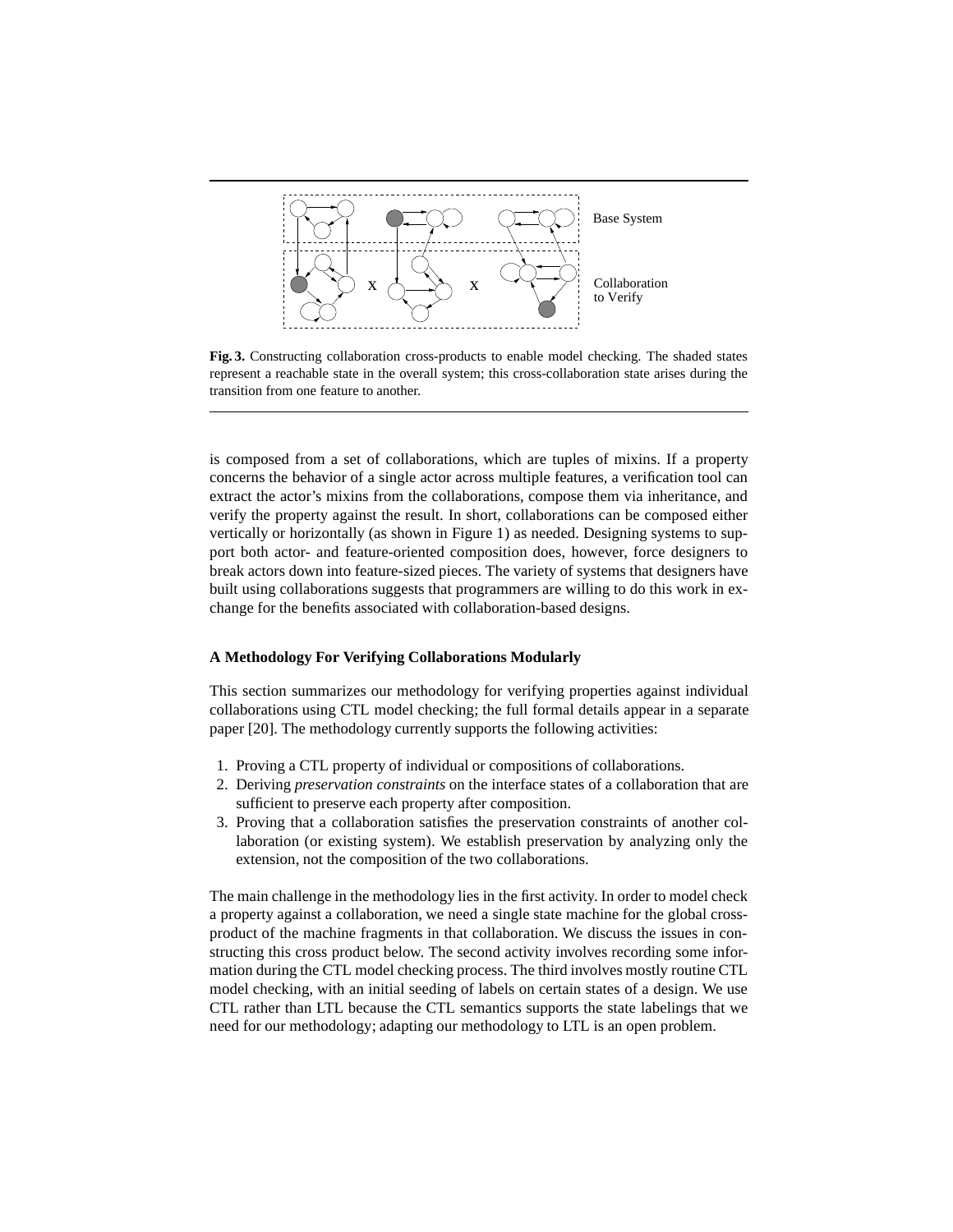Base System

Collaboration to Verify

x

x

**Fig. 3.** Constructing collaboration cross-products to enable model checking. The shaded states represent a reachable state in the overall system; this cross-collaboration state arises during the transition from one feature to another.

is composed from a set of collaborations, which are tuples of mixins. If a property concerns the behavior of a single actor across multiple features, a verification tool can extract the actor's mixins from the collaborations, compose them via inheritance, and verify the property against the result. In short, collaborations can be composed either vertically or horizontally (as shown in Figure 1) as needed. Designing systems to support both actor- and feature-oriented composition does, however, force designers to break actors down into feature-sized pieces. The variety of systems that designers have built using collaborations suggests that programmers are willing to do this work in exchange for the benefits associated with collaboration-based designs.

#### A Methodology For Verifying Collaborations Modularly

This section summarizes our methodology for verifying properties against individual collaborations using CTL model checking; the full formal details appear in a separate paper [20]. The methodology currently supports the following activities:

1. Proving a CTL property of individual or compositions of collaborations.
2. Deriving *preservation constraints* on the interface states of a collaboration that are sufficient to preserve each property after composition.
3. Proving that a collaboration satisfies the preservation constraints of another collaboration (or existing system). We establish preservation by analyzing only the extension, not the composition of the two collaborations.

The main challenge in the methodology lies in the first activity. In order to model check a property against a collaboration, we need a single state machine for the global cross-product of the machine fragments in that collaboration. We discuss the issues in constructing this cross product below. The second activity involves recording some information during the CTL model checking process. The third involves mostly routine CTL model checking, with an initial seeding of labels on certain states of a design. We use CTL rather than LTL because the CTL semantics supports the state labelings that we need for our methodology; adapting our methodology to LTL is an open problem.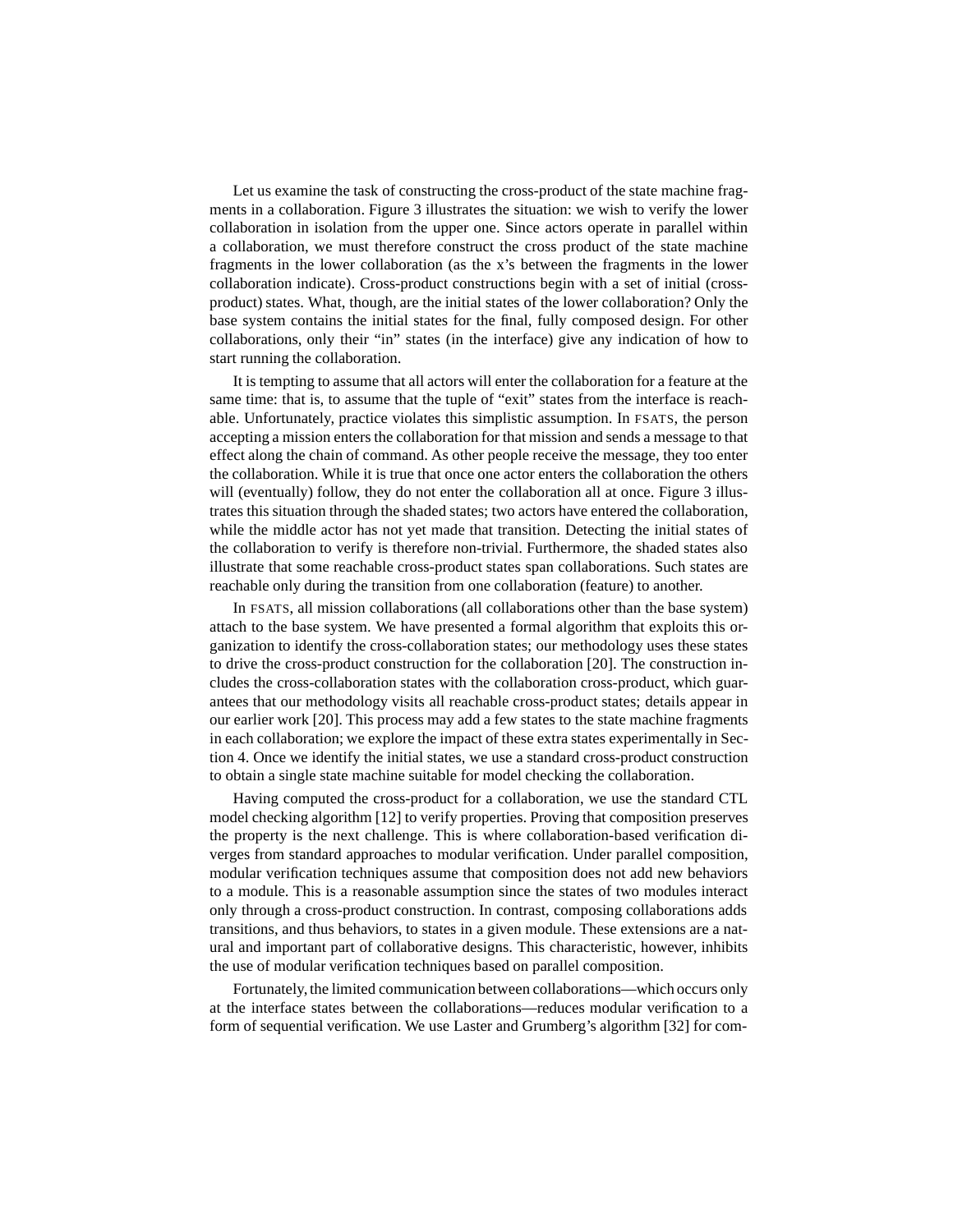Let us examine the task of constructing the cross-product of the state machine fragments in a collaboration. Figure 3 illustrates the situation: we wish to verify the lower collaboration in isolation from the upper one. Since actors operate in parallel within a collaboration, we must therefore construct the cross product of the state machine fragments in the lower collaboration (as the x's between the fragments in the lower collaboration indicate). Cross-product constructions begin with a set of initial (cross-product) states. What, though, are the initial states of the lower collaboration? Only the base system contains the initial states for the final, fully composed design. For other collaborations, only their "in" states (in the interface) give any indication of how to start running the collaboration.

It is tempting to assume that all actors will enter the collaboration for a feature at the same time: that is, to assume that the tuple of "exit" states from the interface is reachable. Unfortunately, practice violates this simplistic assumption. In FSATS, the person accepting a mission enters the collaboration for that mission and sends a message to that effect along the chain of command. As other people receive the message, they too enter the collaboration. While it is true that once one actor enters the collaboration the others will (eventually) follow, they do not enter the collaboration all at once. Figure 3 illustrates this situation through the shaded states; two actors have entered the collaboration, while the middle actor has not yet made that transition. Detecting the initial states of the collaboration to verify is therefore non-trivial. Furthermore, the shaded states also illustrate that some reachable cross-product states span collaborations. Such states are reachable only during the transition from one collaboration (feature) to another.

In FSATS, all mission collaborations (all collaborations other than the base system) attach to the base system. We have presented a formal algorithm that exploits this organization to identify the cross-collaboration states; our methodology uses these states to drive the cross-product construction for the collaboration [20]. The construction includes the cross-collaboration states with the collaboration cross-product, which guarantees that our methodology visits all reachable cross-product states; details appear in our earlier work [20]. This process may add a few states to the state machine fragments in each collaboration; we explore the impact of these extra states experimentally in Section 4. Once we identify the initial states, we use a standard cross-product construction to obtain a single state machine suitable for model checking the collaboration.

Having computed the cross-product for a collaboration, we use the standard CTL model checking algorithm [12] to verify properties. Proving that composition preserves the property is the next challenge. This is where collaboration-based verification diverges from standard approaches to modular verification. Under parallel composition, modular verification techniques assume that composition does not add new behaviors to a module. This is a reasonable assumption since the states of two modules interact only through a cross-product construction. In contrast, composing collaborations adds transitions, and thus behaviors, to states in a given module. These extensions are a natural and important part of collaborative designs. This characteristic, however, inhibits the use of modular verification techniques based on parallel composition.

Fortunately, the limited communication between collaborations—which occurs only at the interface states between the collaborations—reduces modular verification to a form of sequential verification. We use Laster and Grumberg's algorithm [32] for com-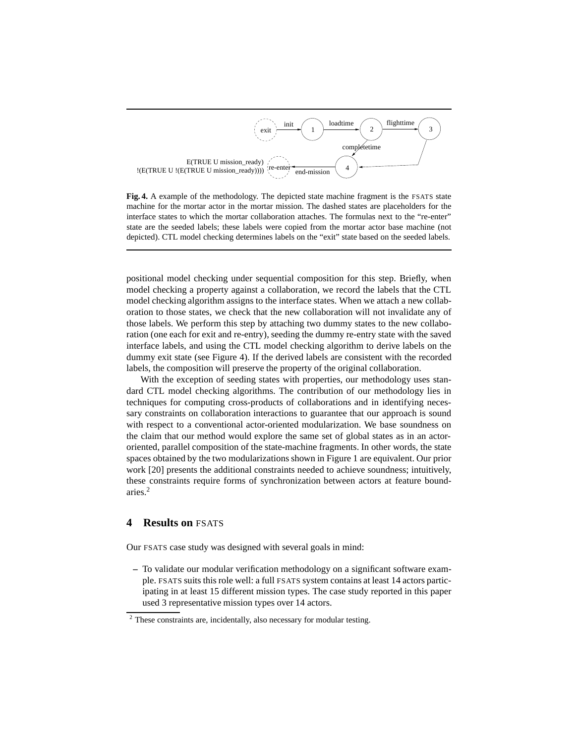exit

init

1

loadtime

2

flighttime

3

completetime

E(TRUE U mission_ready)
!(E(TRUE U !(E(TRUE U mission_ready))))

re-enter

end-mission

4

**Fig. 4.** A example of the methodology. The depicted state machine fragment is the FSATS state machine for the mortar actor in the mortar mission. The dashed states are placeholders for the interface states to which the mortar collaboration attaches. The formulas next to the "re-enter" state are the seeded labels; these labels were copied from the mortar actor base machine (not depicted). CTL model checking determines labels on the "exit" state based on the seeded labels.

positional model checking under sequential composition for this step. Briefly, when model checking a property against a collaboration, we record the labels that the CTL model checking algorithm assigns to the interface states. When we attach a new collaboration to those states, we check that the new collaboration will not invalidate any of those labels. We perform this step by attaching two dummy states to the new collaboration (one each for exit and re-entry), seeding the dummy re-entry state with the saved interface labels, and using the CTL model checking algorithm to derive labels on the dummy exit state (see Figure 4). If the derived labels are consistent with the recorded labels, the composition will preserve the property of the original collaboration.

With the exception of seeding states with properties, our methodology uses standard CTL model checking algorithms. The contribution of our methodology lies in techniques for computing cross-products of collaborations and in identifying necessary constraints on collaboration interactions to guarantee that our approach is sound with respect to a conventional actor-oriented modularization. We base soundness on the claim that our method would explore the same set of global states as in an actor-oriented, parallel composition of the state-machine fragments. In other words, the state spaces obtained by the two modularizations shown in Figure 1 are equivalent. Our prior work [20] presents the additional constraints needed to achieve soundness; intuitively, these constraints require forms of synchronization between actors at feature boundaries.[2]

## 4 Results on FSATS

Our FSATS case study was designed with several goals in mind:

- To validate our modular verification methodology on a significant software example. FSATS suits this role well: a full FSATS system contains at least 14 actors participating in at least 15 different mission types. The case study reported in this paper used 3 representative mission types over 14 actors.

[2] These constraints are, incidentally, also necessary for modular testing.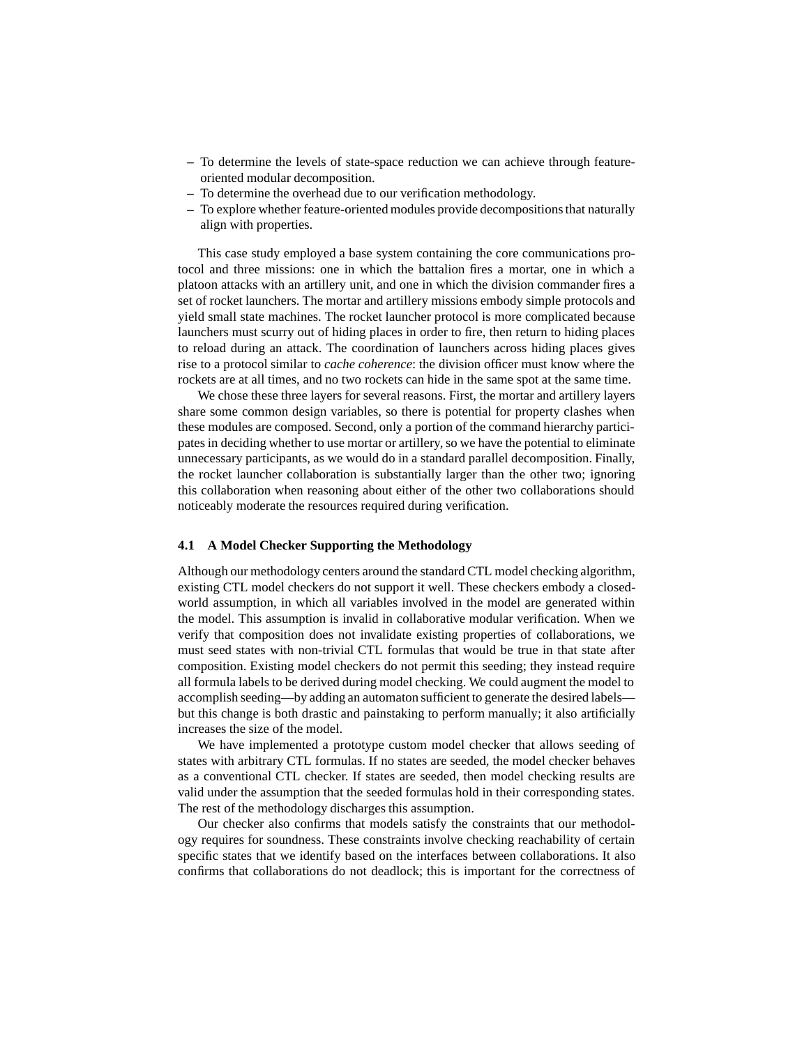- To determine the levels of state-space reduction we can achieve through feature-oriented modular decomposition.
- To determine the overhead due to our verification methodology.
- To explore whether feature-oriented modules provide decompositions that naturally align with properties.

This case study employed a base system containing the core communications protocol and three missions: one in which the battalion fires a mortar, one in which a platoon attacks with an artillery unit, and one in which the division commander fires a set of rocket launchers. The mortar and artillery missions embody simple protocols and yield small state machines. The rocket launcher protocol is more complicated because launchers must scurry out of hiding places in order to fire, then return to hiding places to reload during an attack. The coordination of launchers across hiding places gives rise to a protocol similar to *cache coherence*: the division officer must know where the rockets are at all times, and no two rockets can hide in the same spot at the same time.

We chose these three layers for several reasons. First, the mortar and artillery layers share some common design variables, so there is potential for property clashes when these modules are composed. Second, only a portion of the command hierarchy participates in deciding whether to use mortar or artillery, so we have the potential to eliminate unnecessary participants, as we would do in a standard parallel decomposition. Finally, the rocket launcher collaboration is substantially larger than the other two; ignoring this collaboration when reasoning about either of the other two collaborations should noticeably moderate the resources required during verification.

### 4.1 A Model Checker Supporting the Methodology

Although our methodology centers around the standard CTL model checking algorithm, existing CTL model checkers do not support it well. These checkers embody a closed-world assumption, in which all variables involved in the model are generated within the model. This assumption is invalid in collaborative modular verification. When we verify that composition does not invalidate existing properties of collaborations, we must seed states with non-trivial CTL formulas that would be true in that state after composition. Existing model checkers do not permit this seeding; they instead require all formula labels to be derived during model checking. We could augment the model to accomplish seeding—by adding an automaton sufficient to generate the desired labels—but this change is both drastic and painstaking to perform manually; it also artificially increases the size of the model.

We have implemented a prototype custom model checker that allows seeding of states with arbitrary CTL formulas. If no states are seeded, the model checker behaves as a conventional CTL checker. If states are seeded, then model checking results are valid under the assumption that the seeded formulas hold in their corresponding states. The rest of the methodology discharges this assumption.

Our checker also confirms that models satisfy the constraints that our methodology requires for soundness. These constraints involve checking reachability of certain specific states that we identify based on the interfaces between collaborations. It also confirms that collaborations do not deadlock; this is important for the correctness of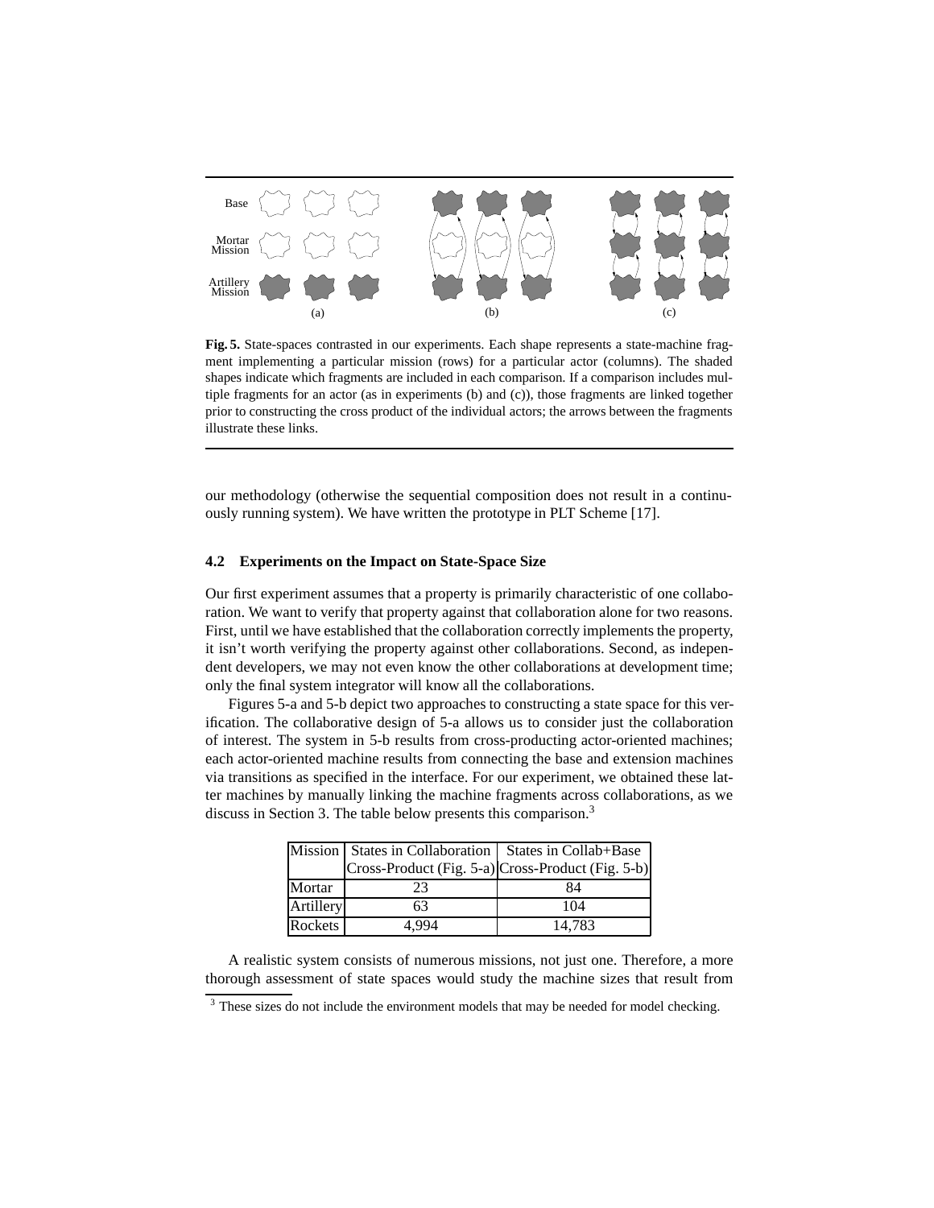Base

Mortar Mission

Artillery Mission

(a) (b) (c)

**Fig. 5.** State-spaces contrasted in our experiments. Each shape represents a state-machine fragment implementing a particular mission (rows) for a particular actor (columns). The shaded shapes indicate which fragments are included in each comparison. If a comparison includes multiple fragments for an actor (as in experiments (b) and (c)), those fragments are linked together prior to constructing the cross product of the individual actors; the arrows between the fragments illustrate these links.

our methodology (otherwise the sequential composition does not result in a continuously running system). We have written the prototype in PLT Scheme [17].

### 4.2 Experiments on the Impact on State-Space Size

Our first experiment assumes that a property is primarily characteristic of one collaboration. We want to verify that property against that collaboration alone for two reasons. First, until we have established that the collaboration correctly implements the property, it isn't worth verifying the property against other collaborations. Second, as independent developers, we may not even know the other collaborations at development time; only the final system integrator will know all the collaborations.

Figures 5-a and 5-b depict two approaches to constructing a state space for this verification. The collaborative design of 5-a allows us to consider just the collaboration of interest. The system in 5-b results from cross-producting actor-oriented machines; each actor-oriented machine results from connecting the base and extension machines via transitions as specified in the interface. For our experiment, we obtained these latter machines by manually linking the machine fragments across collaborations, as we discuss in Section 3. The table below presents this comparison.[3]

| Mission | States in Collaboration Cross-Product (Fig. 5-a) | States in Collab+Base Cross-Product (Fig. 5-b) |
|---|---|---|
| Mortar | 23 | 84 |
| Artillery | 63 | 104 |
| Rockets | 4,994 | 14,783 |

A realistic system consists of numerous missions, not just one. Therefore, a more thorough assessment of state spaces would study the machine sizes that result from

[3] These sizes do not include the environment models that may be needed for model checking.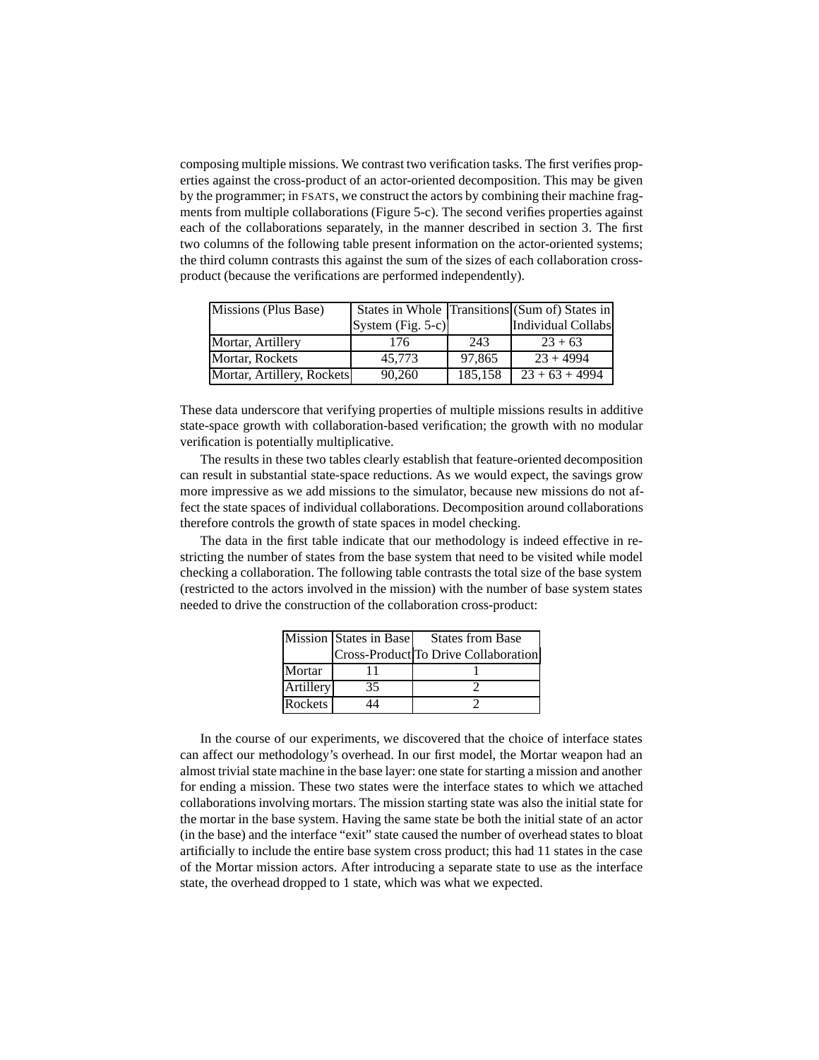composing multiple missions. We contrast two verification tasks. The first verifies properties against the cross-product of an actor-oriented decomposition. This may be given by the programmer; in FSATS, we construct the actors by combining their machine fragments from multiple collaborations (Figure 5-c). The second verifies properties against each of the collaborations separately, in the manner described in section 3. The first two columns of the following table present information on the actor-oriented systems; the third column contrasts this against the sum of the sizes of each collaboration cross-product (because the verifications are performed independently).

| Missions (Plus Base) | States in Whole System (Fig. 5-c) | Transitions | (Sum of) States in Individual Collabs |
|---|---|---|---|
| Mortar, Artillery | 176 | 243 | 23 + 63 |
| Mortar, Rockets | 45,773 | 97,865 | 23 + 4994 |
| Mortar, Artillery, Rockets | 90,260 | 185,158 | 23 + 63 + 4994 |

These data underscore that verifying properties of multiple missions results in additive state-space growth with collaboration-based verification; the growth with no modular verification is potentially multiplicative.

The results in these two tables clearly establish that feature-oriented decomposition can result in substantial state-space reductions. As we would expect, the savings grow more impressive as we add missions to the simulator, because new missions do not affect the state spaces of individual collaborations. Decomposition around collaborations therefore controls the growth of state spaces in model checking.

The data in the first table indicate that our methodology is indeed effective in restricting the number of states from the base system that need to be visited while model checking a collaboration. The following table contrasts the total size of the base system (restricted to the actors involved in the mission) with the number of base system states needed to drive the construction of the collaboration cross-product:

| Mission | States in Base Cross-Product | States from Base To Drive Collaboration |
|---|---|---|
| Mortar | 11 | 1 |
| Artillery | 35 | 2 |
| Rockets | 44 | 2 |

In the course of our experiments, we discovered that the choice of interface states can affect our methodology's overhead. In our first model, the Mortar weapon had an almost trivial state machine in the base layer: one state for starting a mission and another for ending a mission. These two states were the interface states to which we attached collaborations involving mortars. The mission starting state was also the initial state for the mortar in the base system. Having the same state be both the initial state of an actor (in the base) and the interface "exit" state caused the number of overhead states to bloat artificially to include the entire base system cross product; this had 11 states in the case of the Mortar mission actors. After introducing a separate state to use as the interface state, the overhead dropped to 1 state, which was what we expected.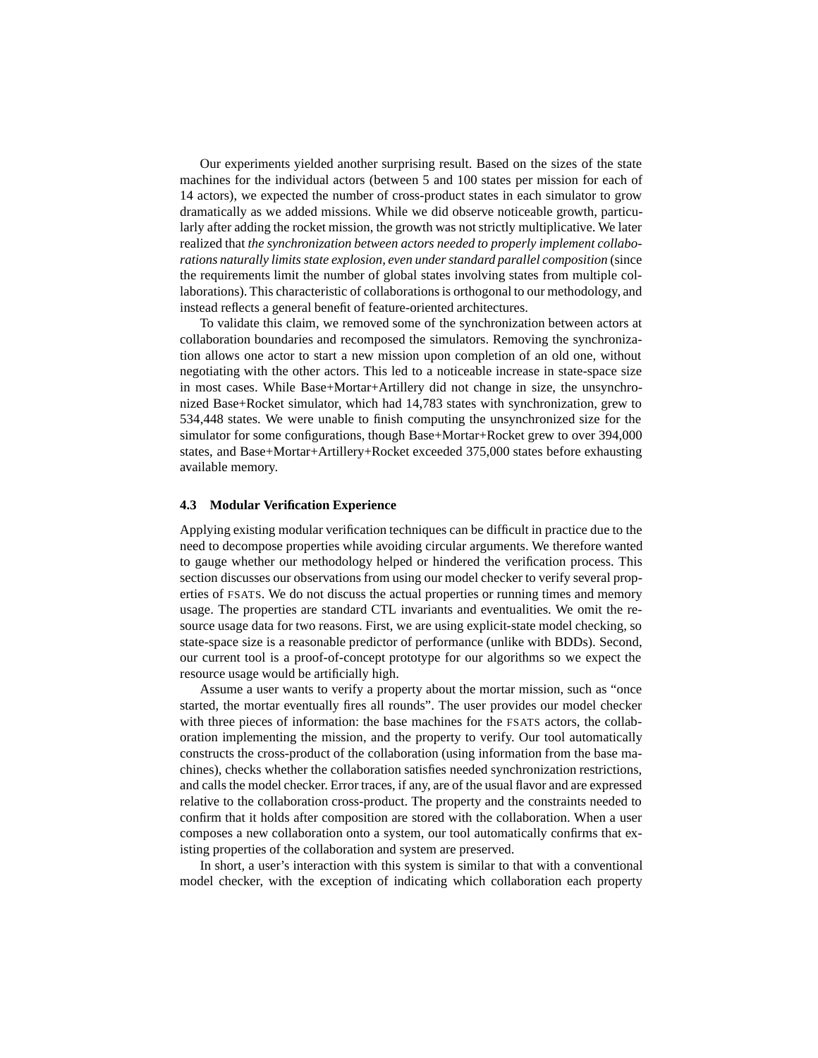Our experiments yielded another surprising result. Based on the sizes of the state machines for the individual actors (between 5 and 100 states per mission for each of 14 actors), we expected the number of cross-product states in each simulator to grow dramatically as we added missions. While we did observe noticeable growth, particularly after adding the rocket mission, the growth was not strictly multiplicative. We later realized that *the synchronization between actors needed to properly implement collaborations naturally limits state explosion, even under standard parallel composition* (since the requirements limit the number of global states involving states from multiple collaborations). This characteristic of collaborations is orthogonal to our methodology, and instead reflects a general benefit of feature-oriented architectures.

To validate this claim, we removed some of the synchronization between actors at collaboration boundaries and recomposed the simulators. Removing the synchronization allows one actor to start a new mission upon completion of an old one, without negotiating with the other actors. This led to a noticeable increase in state-space size in most cases. While Base+Mortar+Artillery did not change in size, the unsynchronized Base+Rocket simulator, which had 14,783 states with synchronization, grew to 534,448 states. We were unable to finish computing the unsynchronized size for the simulator for some configurations, though Base+Mortar+Rocket grew to over 394,000 states, and Base+Mortar+Artillery+Rocket exceeded 375,000 states before exhausting available memory.

### 4.3 Modular Verification Experience

Applying existing modular verification techniques can be difficult in practice due to the need to decompose properties while avoiding circular arguments. We therefore wanted to gauge whether our methodology helped or hindered the verification process. This section discusses our observations from using our model checker to verify several properties of FSATS. We do not discuss the actual properties or running times and memory usage. The properties are standard CTL invariants and eventualities. We omit the resource usage data for two reasons. First, we are using explicit-state model checking, so state-space size is a reasonable predictor of performance (unlike with BDDs). Second, our current tool is a proof-of-concept prototype for our algorithms so we expect the resource usage would be artificially high.

Assume a user wants to verify a property about the mortar mission, such as "once started, the mortar eventually fires all rounds". The user provides our model checker with three pieces of information: the base machines for the FSATS actors, the collaboration implementing the mission, and the property to verify. Our tool automatically constructs the cross-product of the collaboration (using information from the base machines), checks whether the collaboration satisfies needed synchronization restrictions, and calls the model checker. Error traces, if any, are of the usual flavor and are expressed relative to the collaboration cross-product. The property and the constraints needed to confirm that it holds after composition are stored with the collaboration. When a user composes a new collaboration onto a system, our tool automatically confirms that existing properties of the collaboration and system are preserved.

In short, a user's interaction with this system is similar to that with a conventional model checker, with the exception of indicating which collaboration each property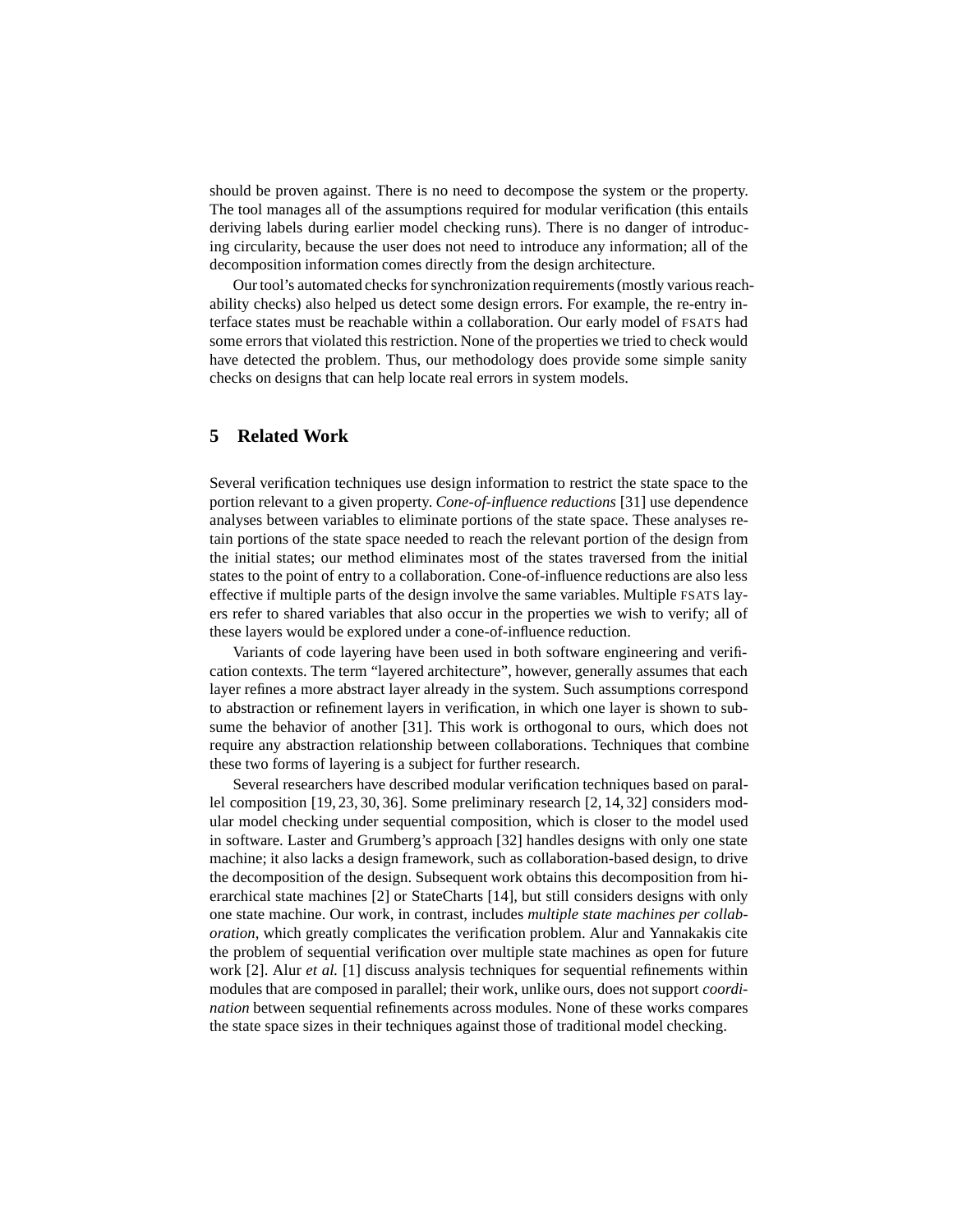should be proven against. There is no need to decompose the system or the property. The tool manages all of the assumptions required for modular verification (this entails deriving labels during earlier model checking runs). There is no danger of introducing circularity, because the user does not need to introduce any information; all of the decomposition information comes directly from the design architecture.

Our tool's automated checks for synchronization requirements (mostly various reachability checks) also helped us detect some design errors. For example, the re-entry interface states must be reachable within a collaboration. Our early model of FSATS had some errors that violated this restriction. None of the properties we tried to check would have detected the problem. Thus, our methodology does provide some simple sanity checks on designs that can help locate real errors in system models.

## 5 Related Work

Several verification techniques use design information to restrict the state space to the portion relevant to a given property. *Cone-of-influence reductions* [31] use dependence analyses between variables to eliminate portions of the state space. These analyses retain portions of the state space needed to reach the relevant portion of the design from the initial states; our method eliminates most of the states traversed from the initial states to the point of entry to a collaboration. Cone-of-influence reductions are also less effective if multiple parts of the design involve the same variables. Multiple FSATS layers refer to shared variables that also occur in the properties we wish to verify; all of these layers would be explored under a cone-of-influence reduction.

Variants of code layering have been used in both software engineering and verification contexts. The term "layered architecture", however, generally assumes that each layer refines a more abstract layer already in the system. Such assumptions correspond to abstraction or refinement layers in verification, in which one layer is shown to subsume the behavior of another [31]. This work is orthogonal to ours, which does not require any abstraction relationship between collaborations. Techniques that combine these two forms of layering is a subject for further research.

Several researchers have described modular verification techniques based on parallel composition [19, 23, 30, 36]. Some preliminary research [2, 14, 32] considers modular model checking under sequential composition, which is closer to the model used in software. Laster and Grumberg's approach [32] handles designs with only one state machine; it also lacks a design framework, such as collaboration-based design, to drive the decomposition of the design. Subsequent work obtains this decomposition from hierarchical state machines [2] or StateCharts [14], but still considers designs with only one state machine. Our work, in contrast, includes *multiple state machines per collaboration*, which greatly complicates the verification problem. Alur and Yannakakis cite the problem of sequential verification over multiple state machines as open for future work [2]. Alur *et al.* [1] discuss analysis techniques for sequential refinements within modules that are composed in parallel; their work, unlike ours, does not support *coordination* between sequential refinements across modules. None of these works compares the state space sizes in their techniques against those of traditional model checking.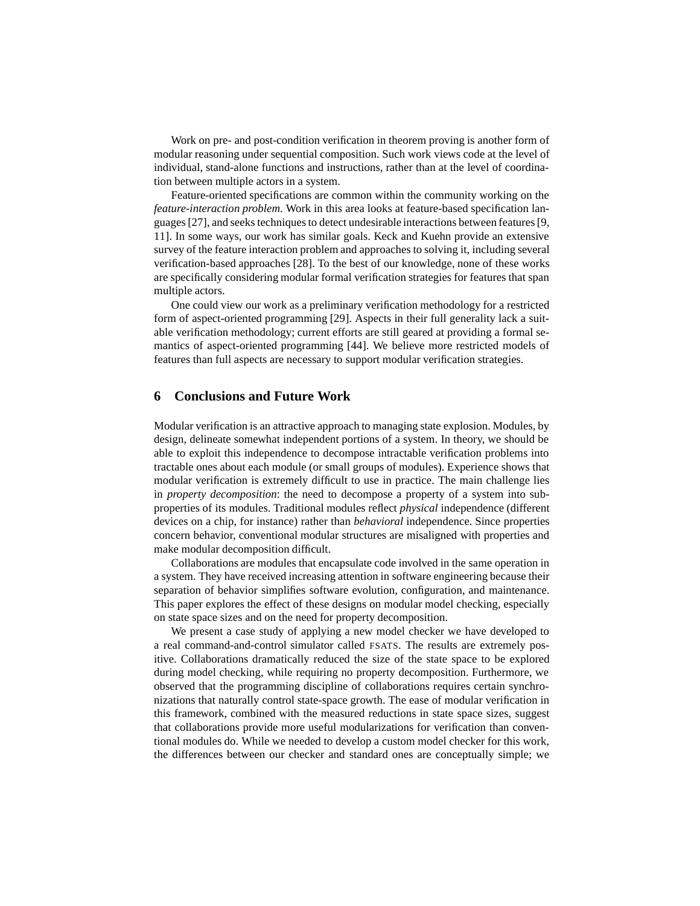Work on pre- and post-condition verification in theorem proving is another form of modular reasoning under sequential composition. Such work views code at the level of individual, stand-alone functions and instructions, rather than at the level of coordination between multiple actors in a system.

Feature-oriented specifications are common within the community working on the *feature-interaction problem*. Work in this area looks at feature-based specification languages [27], and seeks techniques to detect undesirable interactions between features [9, 11]. In some ways, our work has similar goals. Keck and Kuehn provide an extensive survey of the feature interaction problem and approaches to solving it, including several verification-based approaches [28]. To the best of our knowledge, none of these works are specifically considering modular formal verification strategies for features that span multiple actors.

One could view our work as a preliminary verification methodology for a restricted form of aspect-oriented programming [29]. Aspects in their full generality lack a suitable verification methodology; current efforts are still geared at providing a formal semantics of aspect-oriented programming [44]. We believe more restricted models of features than full aspects are necessary to support modular verification strategies.

## 6 Conclusions and Future Work

Modular verification is an attractive approach to managing state explosion. Modules, by design, delineate somewhat independent portions of a system. In theory, we should be able to exploit this independence to decompose intractable verification problems into tractable ones about each module (or small groups of modules). Experience shows that modular verification is extremely difficult to use in practice. The main challenge lies in *property decomposition*: the need to decompose a property of a system into sub-properties of its modules. Traditional modules reflect *physical* independence (different devices on a chip, for instance) rather than *behavioral* independence. Since properties concern behavior, conventional modular structures are misaligned with properties and make modular decomposition difficult.

Collaborations are modules that encapsulate code involved in the same operation in a system. They have received increasing attention in software engineering because their separation of behavior simplifies software evolution, configuration, and maintenance. This paper explores the effect of these designs on modular model checking, especially on state space sizes and on the need for property decomposition.

We present a case study of applying a new model checker we have developed to a real command-and-control simulator called FSATS. The results are extremely positive. Collaborations dramatically reduced the size of the state space to be explored during model checking, while requiring no property decomposition. Furthermore, we observed that the programming discipline of collaborations requires certain synchronizations that naturally control state-space growth. The ease of modular verification in this framework, combined with the measured reductions in state space sizes, suggest that collaborations provide more useful modularizations for verification than conventional modules do. While we needed to develop a custom model checker for this work, the differences between our checker and standard ones are conceptually simple; we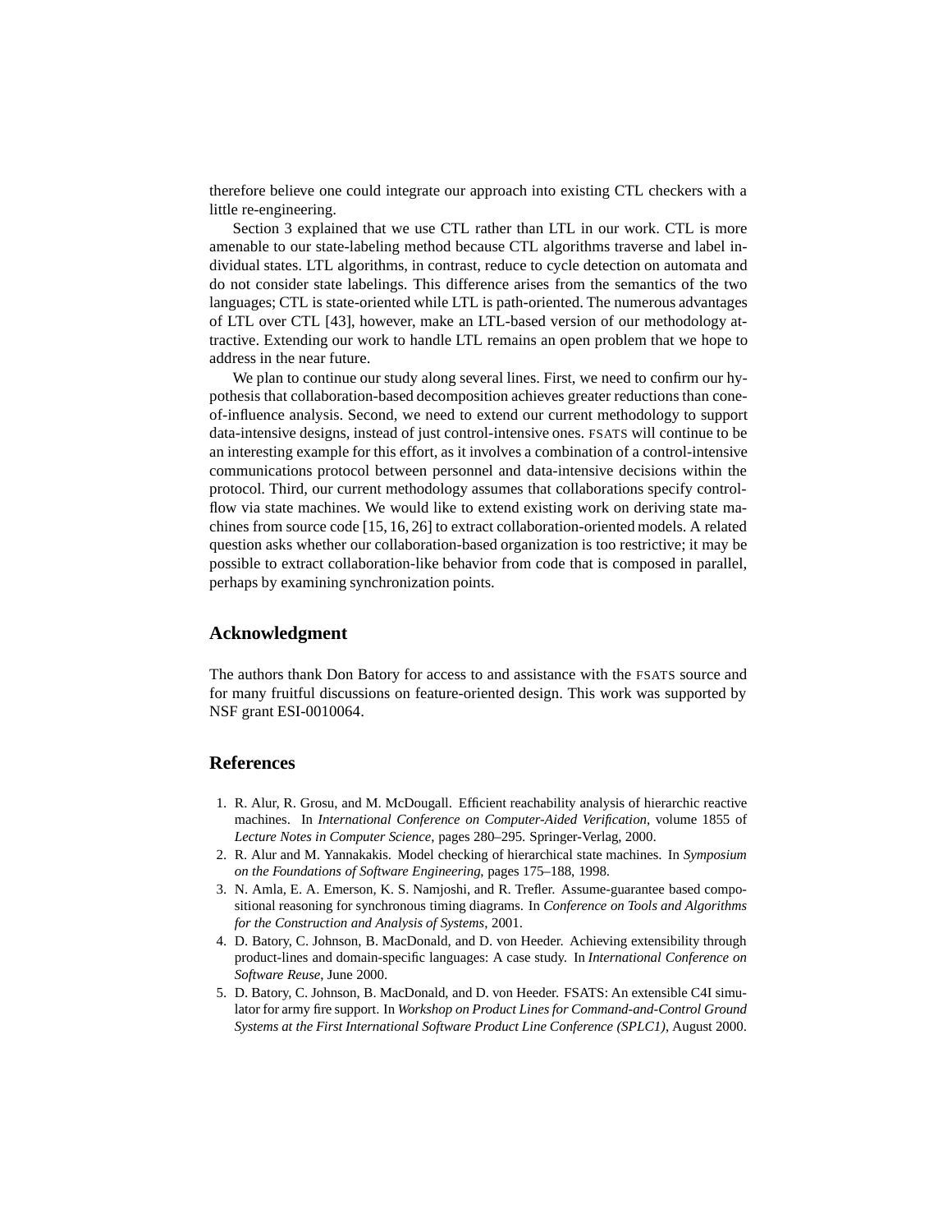therefore believe one could integrate our approach into existing CTL checkers with a little re-engineering.

Section 3 explained that we use CTL rather than LTL in our work. CTL is more amenable to our state-labeling method because CTL algorithms traverse and label individual states. LTL algorithms, in contrast, reduce to cycle detection on automata and do not consider state labelings. This difference arises from the semantics of the two languages; CTL is state-oriented while LTL is path-oriented. The numerous advantages of LTL over CTL [43], however, make an LTL-based version of our methodology attractive. Extending our work to handle LTL remains an open problem that we hope to address in the near future.

We plan to continue our study along several lines. First, we need to confirm our hypothesis that collaboration-based decomposition achieves greater reductions than cone-of-influence analysis. Second, we need to extend our current methodology to support data-intensive designs, instead of just control-intensive ones. FSATS will continue to be an interesting example for this effort, as it involves a combination of a control-intensive communications protocol between personnel and data-intensive decisions within the protocol. Third, our current methodology assumes that collaborations specify control-flow via state machines. We would like to extend existing work on deriving state machines from source code [15, 16, 26] to extract collaboration-oriented models. A related question asks whether our collaboration-based organization is too restrictive; it may be possible to extract collaboration-like behavior from code that is composed in parallel, perhaps by examining synchronization points.

## Acknowledgment

The authors thank Don Batory for access to and assistance with the FSATS source and for many fruitful discussions on feature-oriented design. This work was supported by NSF grant ESI-0010064.

## References

1. R. Alur, R. Grosu, and M. McDougall. Efficient reachability analysis of hierarchic reactive machines. In *International Conference on Computer-Aided Verification*, volume 1855 of *Lecture Notes in Computer Science*, pages 280–295. Springer-Verlag, 2000.
2. R. Alur and M. Yannakakis. Model checking of hierarchical state machines. In *Symposium on the Foundations of Software Engineering*, pages 175–188, 1998.
3. N. Amla, E. A. Emerson, K. S. Namjoshi, and R. Trefler. Assume-guarantee based compositional reasoning for synchronous timing diagrams. In *Conference on Tools and Algorithms for the Construction and Analysis of Systems*, 2001.
4. D. Batory, C. Johnson, B. MacDonald, and D. von Heeder. Achieving extensibility through product-lines and domain-specific languages: A case study. In *International Conference on Software Reuse*, June 2000.
5. D. Batory, C. Johnson, B. MacDonald, and D. von Heeder. FSATS: An extensible C4I simulator for army fire support. In *Workshop on Product Lines for Command-and-Control Ground Systems at the First International Software Product Line Conference (SPLC1)*, August 2000.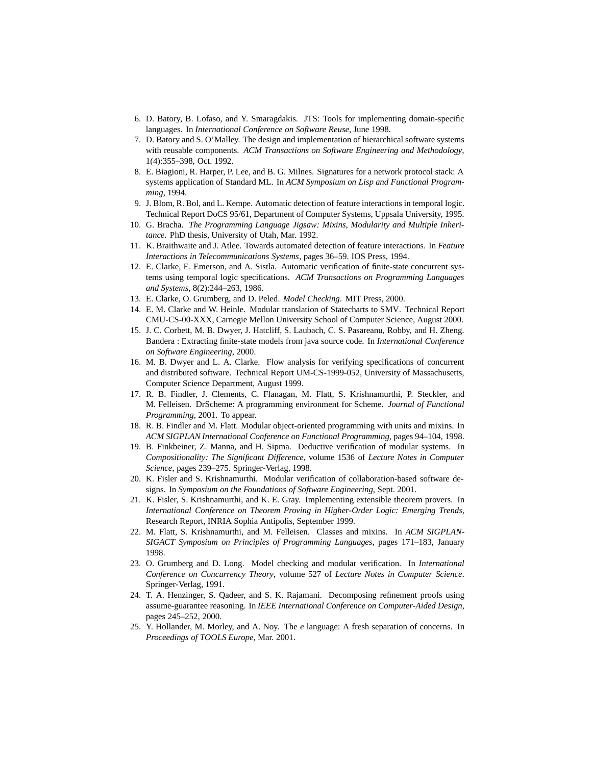6. D. Batory, B. Lofaso, and Y. Smaragdakis. JTS: Tools for implementing domain-specific languages. In *International Conference on Software Reuse*, June 1998.
7. D. Batory and S. O'Malley. The design and implementation of hierarchical software systems with reusable components. *ACM Transactions on Software Engineering and Methodology*, 1(4):355–398, Oct. 1992.
8. E. Biagioni, R. Harper, P. Lee, and B. G. Milnes. Signatures for a network protocol stack: A systems application of Standard ML. In *ACM Symposium on Lisp and Functional Programming*, 1994.
9. J. Blom, R. Bol, and L. Kempe. Automatic detection of feature interactions in temporal logic. Technical Report DoCS 95/61, Department of Computer Systems, Uppsala University, 1995.
10. G. Bracha. *The Programming Language Jigsaw: Mixins, Modularity and Multiple Inheritance*. PhD thesis, University of Utah, Mar. 1992.
11. K. Braithwaite and J. Atlee. Towards automated detection of feature interactions. In *Feature Interactions in Telecommunications Systems*, pages 36–59. IOS Press, 1994.
12. E. Clarke, E. Emerson, and A. Sistla. Automatic verification of finite-state concurrent systems using temporal logic specifications. *ACM Transactions on Programming Languages and Systems*, 8(2):244–263, 1986.
13. E. Clarke, O. Grumberg, and D. Peled. *Model Checking*. MIT Press, 2000.
14. E. M. Clarke and W. Heinle. Modular translation of Statecharts to SMV. Technical Report CMU-CS-00-XXX, Carnegie Mellon University School of Computer Science, August 2000.
15. J. C. Corbett, M. B. Dwyer, J. Hatcliff, S. Laubach, C. S. Pasareanu, Robby, and H. Zheng. Bandera : Extracting finite-state models from java source code. In *International Conference on Software Engineering*, 2000.
16. M. B. Dwyer and L. A. Clarke. Flow analysis for verifying specifications of concurrent and distributed software. Technical Report UM-CS-1999-052, University of Massachusetts, Computer Science Department, August 1999.
17. R. B. Findler, J. Clements, C. Flanagan, M. Flatt, S. Krishnamurthi, P. Steckler, and M. Felleisen. DrScheme: A programming environment for Scheme. *Journal of Functional Programming*, 2001. To appear.
18. R. B. Findler and M. Flatt. Modular object-oriented programming with units and mixins. In *ACM SIGPLAN International Conference on Functional Programming*, pages 94–104, 1998.
19. B. Finkbeiner, Z. Manna, and H. Sipma. Deductive verification of modular systems. In *Compositionality: The Significant Difference*, volume 1536 of *Lecture Notes in Computer Science*, pages 239–275. Springer-Verlag, 1998.
20. K. Fisler and S. Krishnamurthi. Modular verification of collaboration-based software designs. In *Symposium on the Foundations of Software Engineering*, Sept. 2001.
21. K. Fisler, S. Krishnamurthi, and K. E. Gray. Implementing extensible theorem provers. In *International Conference on Theorem Proving in Higher-Order Logic: Emerging Trends*, Research Report, INRIA Sophia Antipolis, September 1999.
22. M. Flatt, S. Krishnamurthi, and M. Felleisen. Classes and mixins. In *ACM SIGPLAN-SIGACT Symposium on Principles of Programming Languages*, pages 171–183, January 1998.
23. O. Grumberg and D. Long. Model checking and modular verification. In *International Conference on Concurrency Theory*, volume 527 of *Lecture Notes in Computer Science*. Springer-Verlag, 1991.
24. T. A. Henzinger, S. Qadeer, and S. K. Rajamani. Decomposing refinement proofs using assume-guarantee reasoning. In *IEEE International Conference on Computer-Aided Design*, pages 245–252, 2000.
25. Y. Hollander, M. Morley, and A. Noy. The *e* language: A fresh separation of concerns. In *Proceedings of TOOLS Europe*, Mar. 2001.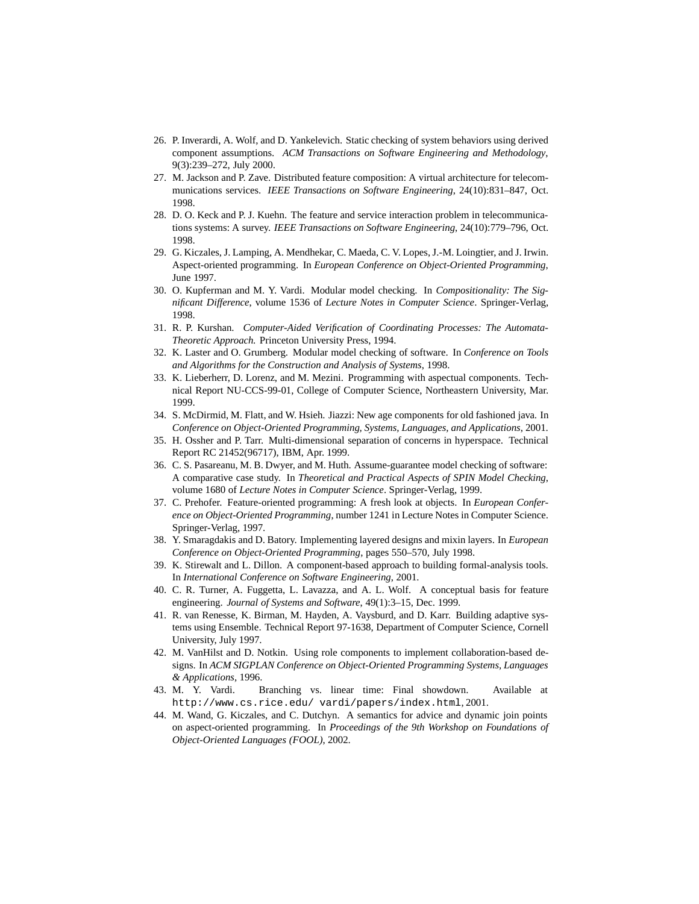26. P. Inverardi, A. Wolf, and D. Yankelevich. Static checking of system behaviors using derived component assumptions. *ACM Transactions on Software Engineering and Methodology*, 9(3):239–272, July 2000.
27. M. Jackson and P. Zave. Distributed feature composition: A virtual architecture for telecommunications services. *IEEE Transactions on Software Engineering*, 24(10):831–847, Oct. 1998.
28. D. O. Keck and P. J. Kuehn. The feature and service interaction problem in telecommunications systems: A survey. *IEEE Transactions on Software Engineering*, 24(10):779–796, Oct. 1998.
29. G. Kiczales, J. Lamping, A. Mendhekar, C. Maeda, C. V. Lopes, J.-M. Loingtier, and J. Irwin. Aspect-oriented programming. In *European Conference on Object-Oriented Programming*, June 1997.
30. O. Kupferman and M. Y. Vardi. Modular model checking. In *Compositionality: The Significant Difference*, volume 1536 of *Lecture Notes in Computer Science*. Springer-Verlag, 1998.
31. R. P. Kurshan. *Computer-Aided Verification of Coordinating Processes: The Automata-Theoretic Approach.* Princeton University Press, 1994.
32. K. Laster and O. Grumberg. Modular model checking of software. In *Conference on Tools and Algorithms for the Construction and Analysis of Systems*, 1998.
33. K. Lieberherr, D. Lorenz, and M. Mezini. Programming with aspectual components. Technical Report NU-CCS-99-01, College of Computer Science, Northeastern University, Mar. 1999.
34. S. McDirmid, M. Flatt, and W. Hsieh. Jiazzi: New age components for old fashioned java. In *Conference on Object-Oriented Programming, Systems, Languages, and Applications*, 2001.
35. H. Ossher and P. Tarr. Multi-dimensional separation of concerns in hyperspace. Technical Report RC 21452(96717), IBM, Apr. 1999.
36. C. S. Pasareanu, M. B. Dwyer, and M. Huth. Assume-guarantee model checking of software: A comparative case study. In *Theoretical and Practical Aspects of SPIN Model Checking*, volume 1680 of *Lecture Notes in Computer Science*. Springer-Verlag, 1999.
37. C. Prehofer. Feature-oriented programming: A fresh look at objects. In *European Conference on Object-Oriented Programming*, number 1241 in Lecture Notes in Computer Science. Springer-Verlag, 1997.
38. Y. Smaragdakis and D. Batory. Implementing layered designs and mixin layers. In *European Conference on Object-Oriented Programming*, pages 550–570, July 1998.
39. K. Stirewalt and L. Dillon. A component-based approach to building formal-analysis tools. In *International Conference on Software Engineering*, 2001.
40. C. R. Turner, A. Fuggetta, L. Lavazza, and A. L. Wolf. A conceptual basis for feature engineering. *Journal of Systems and Software*, 49(1):3–15, Dec. 1999.
41. R. van Renesse, K. Birman, M. Hayden, A. Vaysburd, and D. Karr. Building adaptive systems using Ensemble. Technical Report 97-1638, Department of Computer Science, Cornell University, July 1997.
42. M. VanHilst and D. Notkin. Using role components to implement collaboration-based designs. In *ACM SIGPLAN Conference on Object-Oriented Programming Systems, Languages & Applications*, 1996.
43. M. Y. Vardi. Branching vs. linear time: Final showdown. Available at `http://www.cs.rice.edu/ vardi/papers/index.html`, 2001.
44. M. Wand, G. Kiczales, and C. Dutchyn. A semantics for advice and dynamic join points on aspect-oriented programming. In *Proceedings of the 9th Workshop on Foundations of Object-Oriented Languages (FOOL)*, 2002.